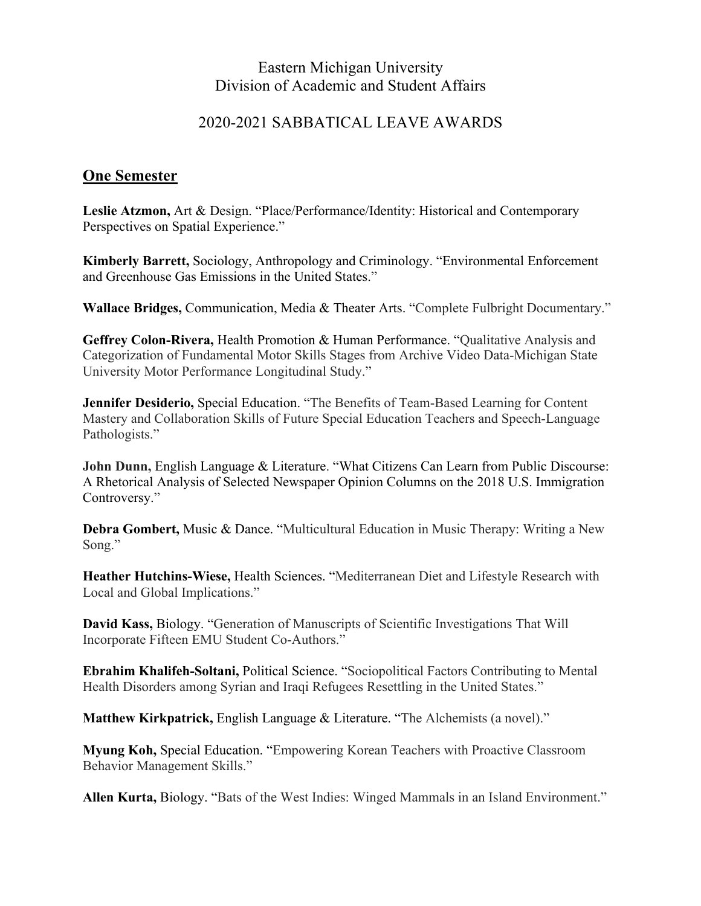Eastern Michigan University
Division of Academic and Student Affairs

2020-2021 SABBATICAL LEAVE AWARDS

## One Semester

**Leslie Atzmon,** Art & Design. "Place/Performance/Identity: Historical and Contemporary Perspectives on Spatial Experience."

**Kimberly Barrett,** Sociology, Anthropology and Criminology. "Environmental Enforcement and Greenhouse Gas Emissions in the United States."

**Wallace Bridges,** Communication, Media & Theater Arts. "Complete Fulbright Documentary."

**Geffrey Colon-Rivera,** Health Promotion & Human Performance. "Qualitative Analysis and Categorization of Fundamental Motor Skills Stages from Archive Video Data-Michigan State University Motor Performance Longitudinal Study."

**Jennifer Desiderio,** Special Education. "The Benefits of Team-Based Learning for Content Mastery and Collaboration Skills of Future Special Education Teachers and Speech-Language Pathologists."

**John Dunn,** English Language & Literature. "What Citizens Can Learn from Public Discourse: A Rhetorical Analysis of Selected Newspaper Opinion Columns on the 2018 U.S. Immigration Controversy."

**Debra Gombert,** Music & Dance. "Multicultural Education in Music Therapy: Writing a New Song."

**Heather Hutchins-Wiese,** Health Sciences. "Mediterranean Diet and Lifestyle Research with Local and Global Implications."

**David Kass,** Biology. "Generation of Manuscripts of Scientific Investigations That Will Incorporate Fifteen EMU Student Co-Authors."

**Ebrahim Khalifeh-Soltani,** Political Science. "Sociopolitical Factors Contributing to Mental Health Disorders among Syrian and Iraqi Refugees Resettling in the United States."

**Matthew Kirkpatrick,** English Language & Literature. "The Alchemists (a novel)."

**Myung Koh,** Special Education. "Empowering Korean Teachers with Proactive Classroom Behavior Management Skills."

**Allen Kurta,** Biology. "Bats of the West Indies: Winged Mammals in an Island Environment."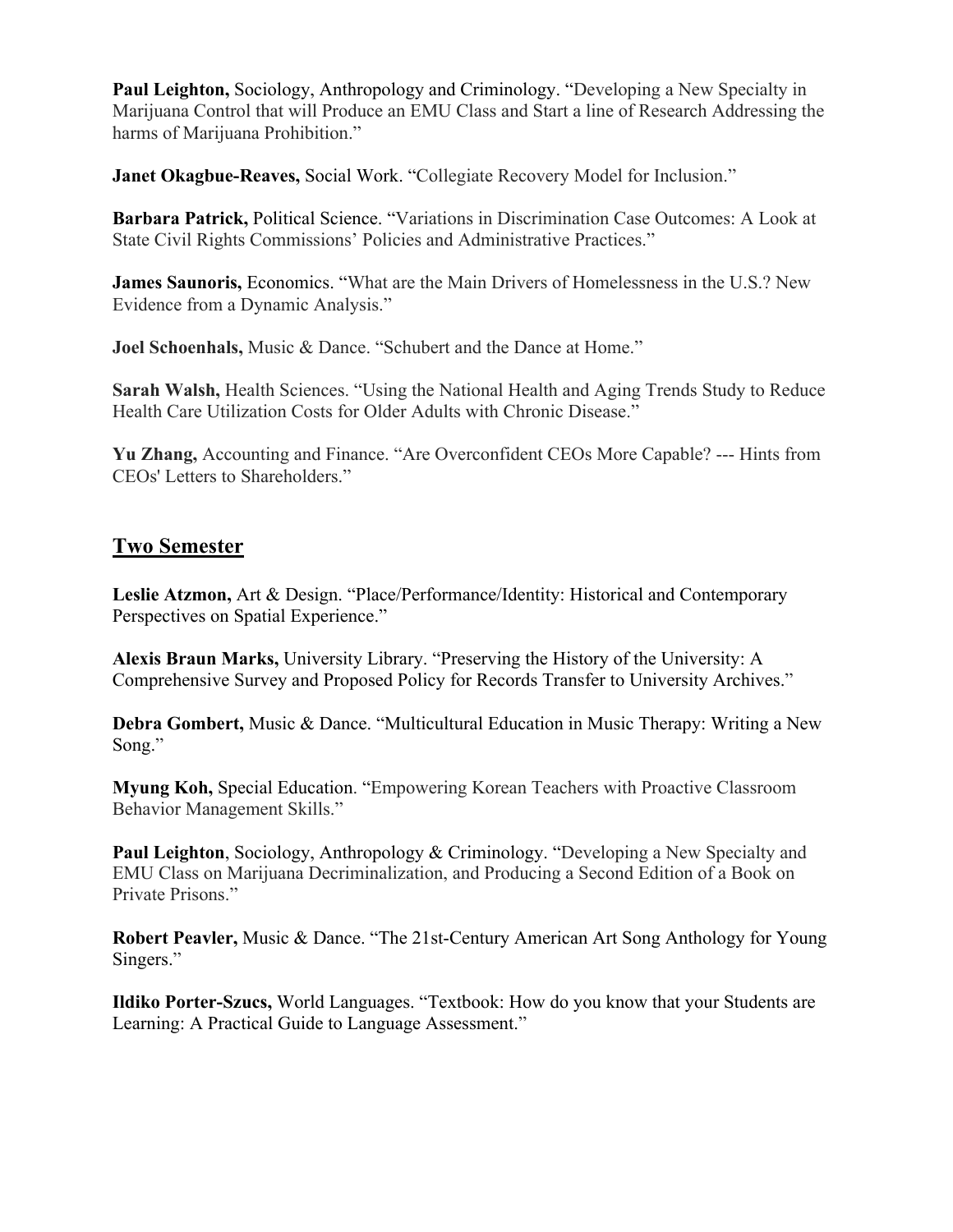**Paul Leighton,** Sociology, Anthropology and Criminology. "Developing a New Specialty in Marijuana Control that will Produce an EMU Class and Start a line of Research Addressing the harms of Marijuana Prohibition."

**Janet Okagbue-Reaves,** Social Work. "Collegiate Recovery Model for Inclusion."

**Barbara Patrick,** Political Science. "Variations in Discrimination Case Outcomes: A Look at State Civil Rights Commissions' Policies and Administrative Practices."

**James Saunoris,** Economics. "What are the Main Drivers of Homelessness in the U.S.? New Evidence from a Dynamic Analysis."

**Joel Schoenhals,** Music & Dance. "Schubert and the Dance at Home."

**Sarah Walsh,** Health Sciences. "Using the National Health and Aging Trends Study to Reduce Health Care Utilization Costs for Older Adults with Chronic Disease."

**Yu Zhang,** Accounting and Finance. "Are Overconfident CEOs More Capable? --- Hints from CEOs' Letters to Shareholders."

## Two Semester

**Leslie Atzmon,** Art & Design. "Place/Performance/Identity: Historical and Contemporary Perspectives on Spatial Experience."

**Alexis Braun Marks,** University Library. "Preserving the History of the University: A Comprehensive Survey and Proposed Policy for Records Transfer to University Archives."

**Debra Gombert,** Music & Dance. "Multicultural Education in Music Therapy: Writing a New Song."

**Myung Koh,** Special Education. "Empowering Korean Teachers with Proactive Classroom Behavior Management Skills."

**Paul Leighton**, Sociology, Anthropology & Criminology. "Developing a New Specialty and EMU Class on Marijuana Decriminalization, and Producing a Second Edition of a Book on Private Prisons."

**Robert Peavler,** Music & Dance. "The 21st-Century American Art Song Anthology for Young Singers."

**Ildiko Porter-Szucs,** World Languages. "Textbook: How do you know that your Students are Learning: A Practical Guide to Language Assessment."